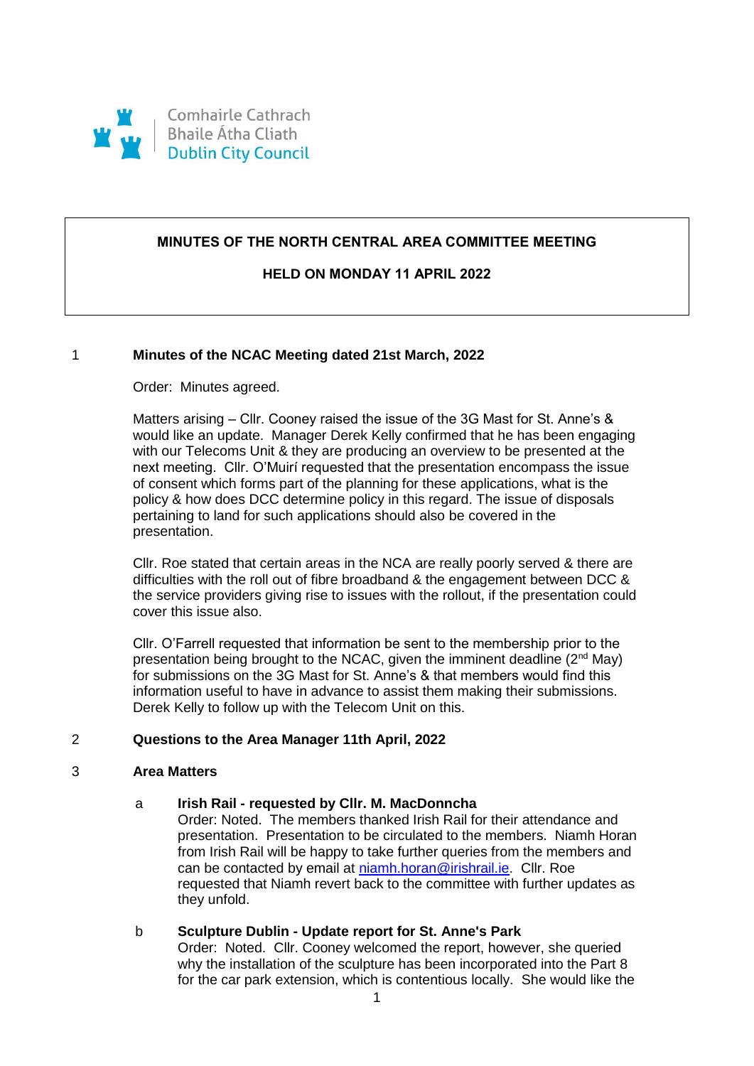Comhairle Cathrach
Bhaile Átha Cliath
Dublin City Council

# MINUTES OF THE NORTH CENTRAL AREA COMMITTEE MEETING

## HELD ON MONDAY 11 APRIL 2022

1 **Minutes of the NCAC Meeting dated 21st March, 2022**

Order: Minutes agreed.

Matters arising – Cllr. Cooney raised the issue of the 3G Mast for St. Anne's & would like an update. Manager Derek Kelly confirmed that he has been engaging with our Telecoms Unit & they are producing an overview to be presented at the next meeting. Cllr. O'Muirí requested that the presentation encompass the issue of consent which forms part of the planning for these applications, what is the policy & how does DCC determine policy in this regard. The issue of disposals pertaining to land for such applications should also be covered in the presentation.

Cllr. Roe stated that certain areas in the NCA are really poorly served & there are difficulties with the roll out of fibre broadband & the engagement between DCC & the service providers giving rise to issues with the rollout, if the presentation could cover this issue also.

Cllr. O'Farrell requested that information be sent to the membership prior to the presentation being brought to the NCAC, given the imminent deadline (2nd May) for submissions on the 3G Mast for St. Anne's & that members would find this information useful to have in advance to assist them making their submissions. Derek Kelly to follow up with the Telecom Unit on this.

2 **Questions to the Area Manager 11th April, 2022**

3 **Area Matters**

a **Irish Rail - requested by Cllr. M. MacDonncha**
Order: Noted. The members thanked Irish Rail for their attendance and presentation. Presentation to be circulated to the members. Niamh Horan from Irish Rail will be happy to take further queries from the members and can be contacted by email at niamh.horan@irishrail.ie. Cllr. Roe requested that Niamh revert back to the committee with further updates as they unfold.

b **Sculpture Dublin - Update report for St. Anne's Park**
Order: Noted. Cllr. Cooney welcomed the report, however, she queried why the installation of the sculpture has been incorporated into the Part 8 for the car park extension, which is contentious locally. She would like the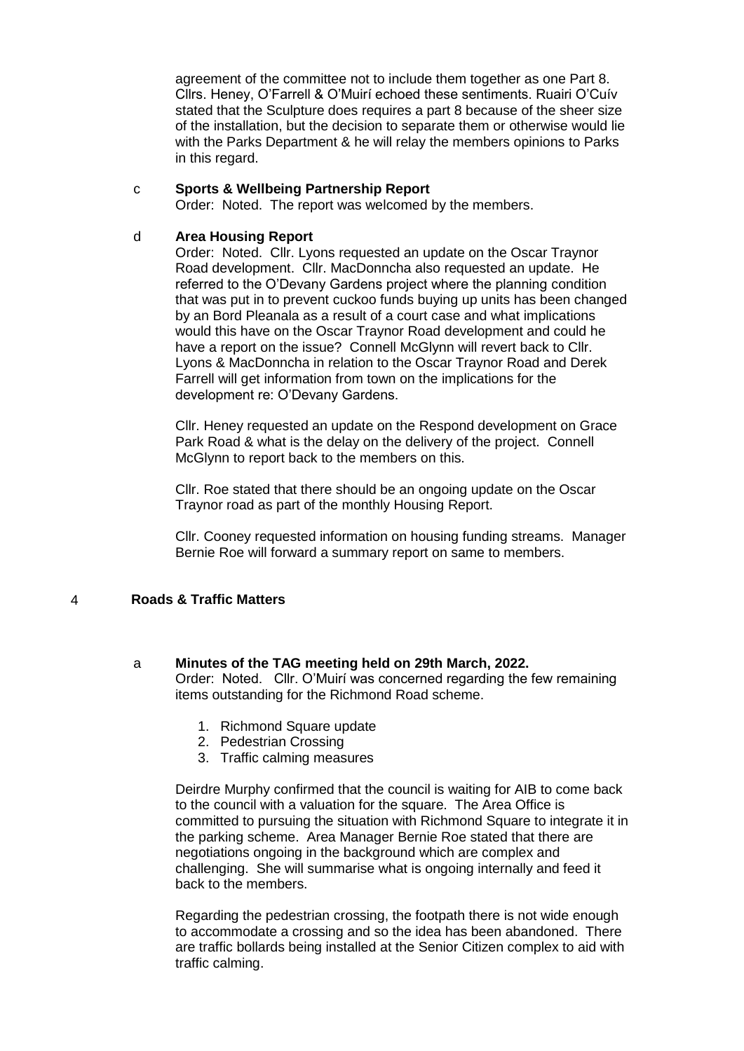agreement of the committee not to include them together as one Part 8. Cllrs. Heney, O'Farrell & O'Muirí echoed these sentiments. Ruairi O'Cuív stated that the Sculpture does requires a part 8 because of the sheer size of the installation, but the decision to separate them or otherwise would lie with the Parks Department & he will relay the members opinions to Parks in this regard.

c **Sports & Wellbeing Partnership Report**

Order: Noted. The report was welcomed by the members.

d **Area Housing Report**

Order: Noted. Cllr. Lyons requested an update on the Oscar Traynor Road development. Cllr. MacDonncha also requested an update. He referred to the O'Devany Gardens project where the planning condition that was put in to prevent cuckoo funds buying up units has been changed by an Bord Pleanala as a result of a court case and what implications would this have on the Oscar Traynor Road development and could he have a report on the issue? Connell McGlynn will revert back to Cllr. Lyons & MacDonncha in relation to the Oscar Traynor Road and Derek Farrell will get information from town on the implications for the development re: O'Devany Gardens.

Cllr. Heney requested an update on the Respond development on Grace Park Road & what is the delay on the delivery of the project. Connell McGlynn to report back to the members on this.

Cllr. Roe stated that there should be an ongoing update on the Oscar Traynor road as part of the monthly Housing Report.

Cllr. Cooney requested information on housing funding streams. Manager Bernie Roe will forward a summary report on same to members.

## 4 Roads & Traffic Matters

a **Minutes of the TAG meeting held on 29th March, 2022.**

Order: Noted. Cllr. O'Muirí was concerned regarding the few remaining items outstanding for the Richmond Road scheme.

1. Richmond Square update
2. Pedestrian Crossing
3. Traffic calming measures

Deirdre Murphy confirmed that the council is waiting for AIB to come back to the council with a valuation for the square. The Area Office is committed to pursuing the situation with Richmond Square to integrate it in the parking scheme. Area Manager Bernie Roe stated that there are negotiations ongoing in the background which are complex and challenging. She will summarise what is ongoing internally and feed it back to the members.

Regarding the pedestrian crossing, the footpath there is not wide enough to accommodate a crossing and so the idea has been abandoned. There are traffic bollards being installed at the Senior Citizen complex to aid with traffic calming.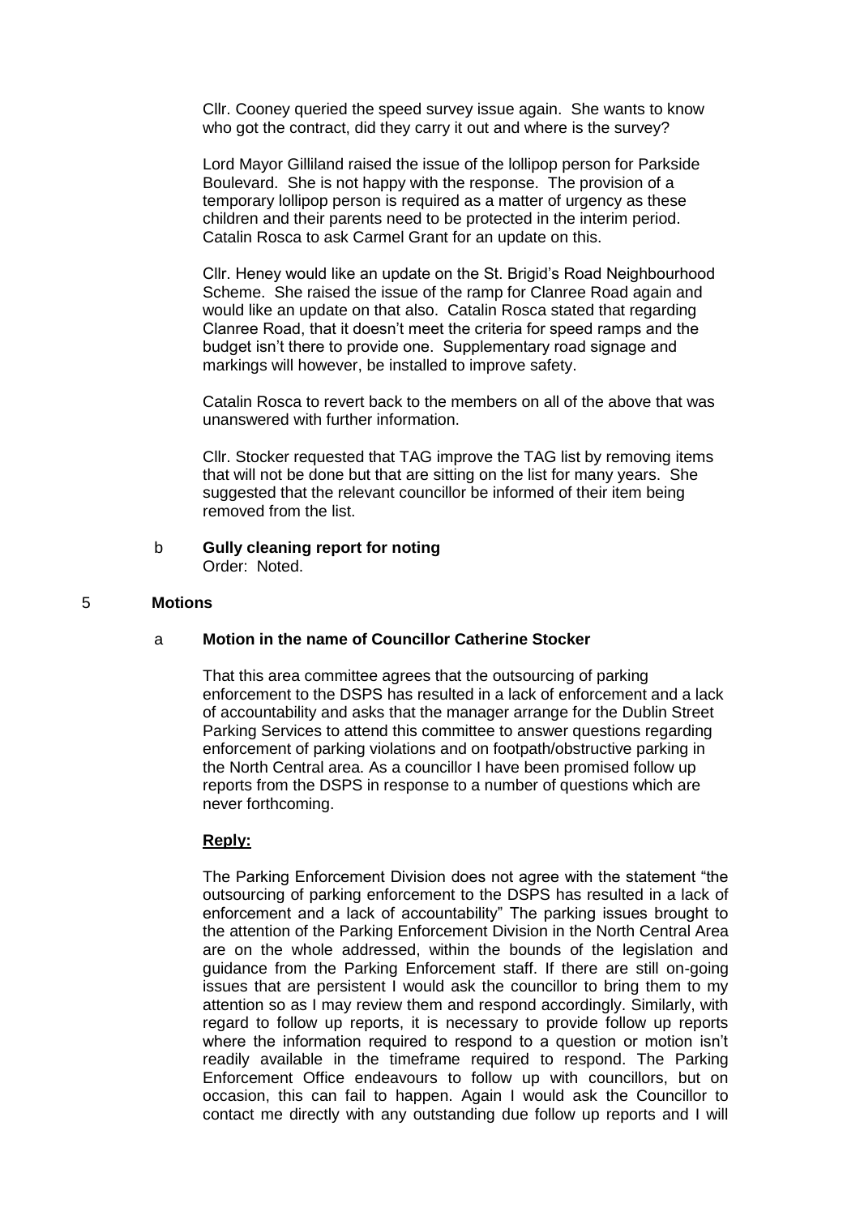Cllr. Cooney queried the speed survey issue again. She wants to know who got the contract, did they carry it out and where is the survey?

Lord Mayor Gilliland raised the issue of the lollipop person for Parkside Boulevard. She is not happy with the response. The provision of a temporary lollipop person is required as a matter of urgency as these children and their parents need to be protected in the interim period. Catalin Rosca to ask Carmel Grant for an update on this.

Cllr. Heney would like an update on the St. Brigid's Road Neighbourhood Scheme. She raised the issue of the ramp for Clanree Road again and would like an update on that also. Catalin Rosca stated that regarding Clanree Road, that it doesn't meet the criteria for speed ramps and the budget isn't there to provide one. Supplementary road signage and markings will however, be installed to improve safety.

Catalin Rosca to revert back to the members on all of the above that was unanswered with further information.

Cllr. Stocker requested that TAG improve the TAG list by removing items that will not be done but that are sitting on the list for many years. She suggested that the relevant councillor be informed of their item being removed from the list.

b **Gully cleaning report for noting**
Order: Noted.

## 5 Motions

### a Motion in the name of Councillor Catherine Stocker

That this area committee agrees that the outsourcing of parking enforcement to the DSPS has resulted in a lack of enforcement and a lack of accountability and asks that the manager arrange for the Dublin Street Parking Services to attend this committee to answer questions regarding enforcement of parking violations and on footpath/obstructive parking in the North Central area. As a councillor I have been promised follow up reports from the DSPS in response to a number of questions which are never forthcoming.

**Reply:**

The Parking Enforcement Division does not agree with the statement "the outsourcing of parking enforcement to the DSPS has resulted in a lack of enforcement and a lack of accountability" The parking issues brought to the attention of the Parking Enforcement Division in the North Central Area are on the whole addressed, within the bounds of the legislation and guidance from the Parking Enforcement staff. If there are still on-going issues that are persistent I would ask the councillor to bring them to my attention so as I may review them and respond accordingly. Similarly, with regard to follow up reports, it is necessary to provide follow up reports where the information required to respond to a question or motion isn't readily available in the timeframe required to respond. The Parking Enforcement Office endeavours to follow up with councillors, but on occasion, this can fail to happen. Again I would ask the Councillor to contact me directly with any outstanding due follow up reports and I will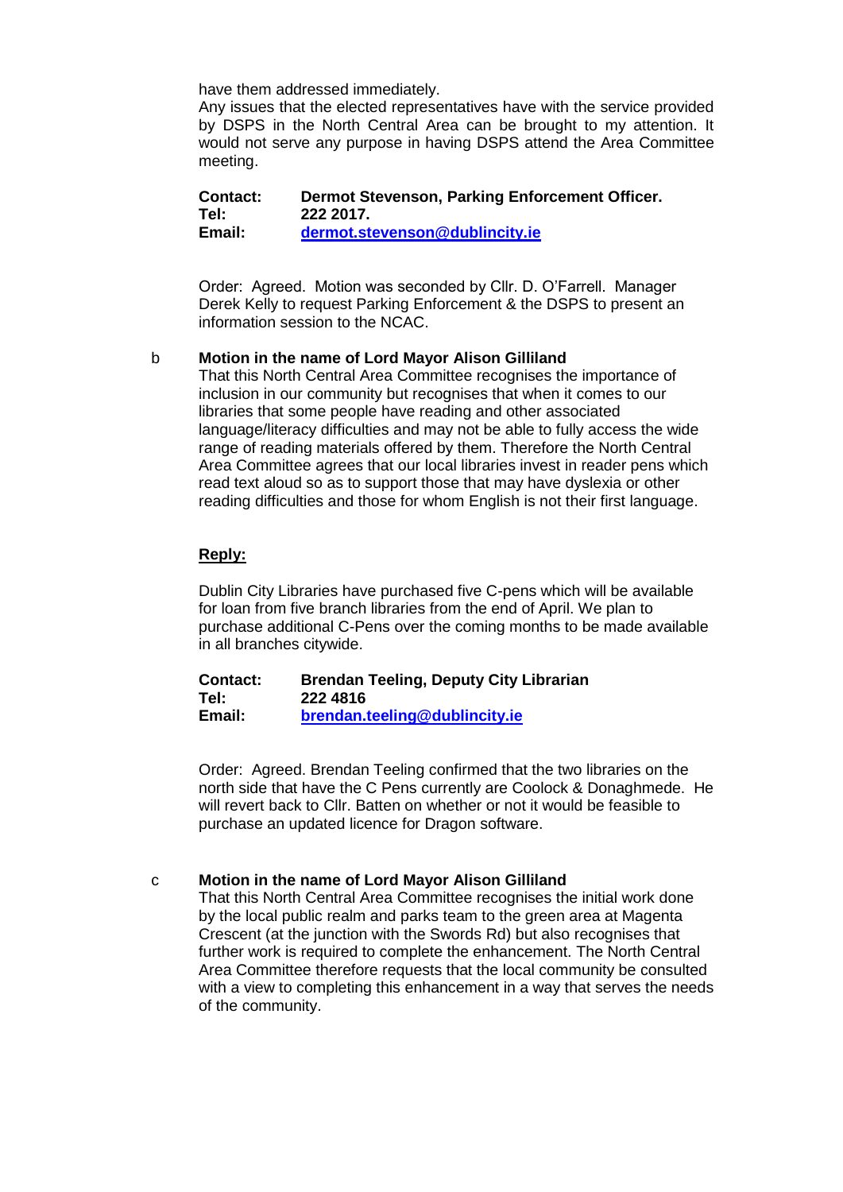have them addressed immediately.
Any issues that the elected representatives have with the service provided by DSPS in the North Central Area can be brought to my attention. It would not serve any purpose in having DSPS attend the Area Committee meeting.

**Contact:** **Dermot Stevenson, Parking Enforcement Officer.**
**Tel:** **222 2017.**
**Email:** **dermot.stevenson@dublincity.ie**

Order: Agreed. Motion was seconded by Cllr. D. O'Farrell. Manager Derek Kelly to request Parking Enforcement & the DSPS to present an information session to the NCAC.

b **Motion in the name of Lord Mayor Alison Gilliland**
That this North Central Area Committee recognises the importance of inclusion in our community but recognises that when it comes to our libraries that some people have reading and other associated language/literacy difficulties and may not be able to fully access the wide range of reading materials offered by them. Therefore the North Central Area Committee agrees that our local libraries invest in reader pens which read text aloud so as to support those that may have dyslexia or other reading difficulties and those for whom English is not their first language.

**Reply:**

Dublin City Libraries have purchased five C-pens which will be available for loan from five branch libraries from the end of April. We plan to purchase additional C-Pens over the coming months to be made available in all branches citywide.

**Contact:** **Brendan Teeling, Deputy City Librarian**
**Tel:** **222 4816**
**Email:** **brendan.teeling@dublincity.ie**

Order: Agreed. Brendan Teeling confirmed that the two libraries on the north side that have the C Pens currently are Coolock & Donaghmede. He will revert back to Cllr. Batten on whether or not it would be feasible to purchase an updated licence for Dragon software.

c **Motion in the name of Lord Mayor Alison Gilliland**
That this North Central Area Committee recognises the initial work done by the local public realm and parks team to the green area at Magenta Crescent (at the junction with the Swords Rd) but also recognises that further work is required to complete the enhancement. The North Central Area Committee therefore requests that the local community be consulted with a view to completing this enhancement in a way that serves the needs of the community.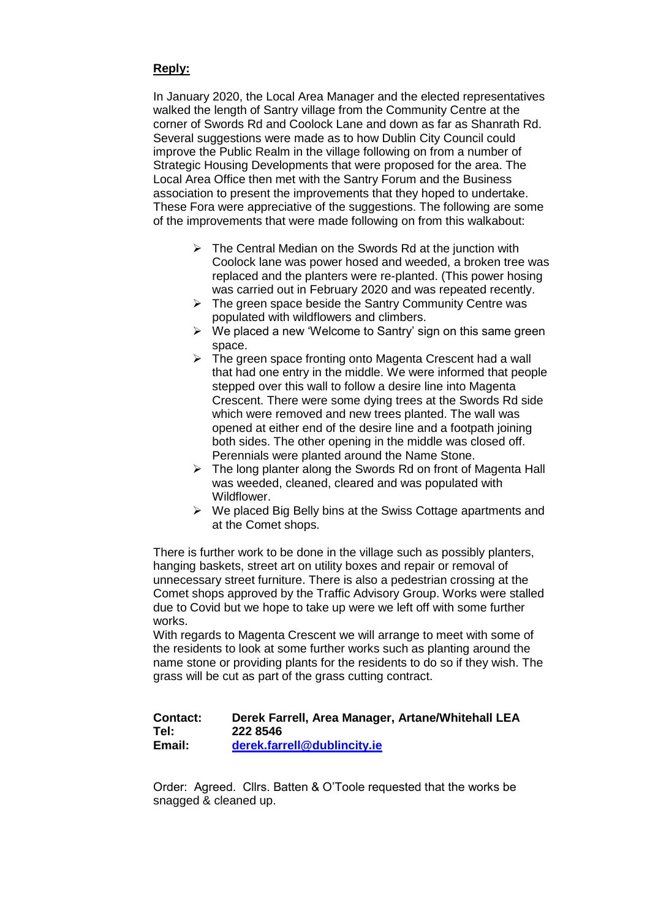**Reply:**

In January 2020, the Local Area Manager and the elected representatives walked the length of Santry village from the Community Centre at the corner of Swords Rd and Coolock Lane and down as far as Shanrath Rd. Several suggestions were made as to how Dublin City Council could improve the Public Realm in the village following on from a number of Strategic Housing Developments that were proposed for the area. The Local Area Office then met with the Santry Forum and the Business association to present the improvements that they hoped to undertake. These Fora were appreciative of the suggestions. The following are some of the improvements that were made following on from this walkabout:

- The Central Median on the Swords Rd at the junction with Coolock lane was power hosed and weeded, a broken tree was replaced and the planters were re-planted. (This power hosing was carried out in February 2020 and was repeated recently.
- The green space beside the Santry Community Centre was populated with wildflowers and climbers.
- We placed a new 'Welcome to Santry' sign on this same green space.
- The green space fronting onto Magenta Crescent had a wall that had one entry in the middle. We were informed that people stepped over this wall to follow a desire line into Magenta Crescent. There were some dying trees at the Swords Rd side which were removed and new trees planted. The wall was opened at either end of the desire line and a footpath joining both sides. The other opening in the middle was closed off. Perennials were planted around the Name Stone.
- The long planter along the Swords Rd on front of Magenta Hall was weeded, cleaned, cleared and was populated with Wildflower.
- We placed Big Belly bins at the Swiss Cottage apartments and at the Comet shops.

There is further work to be done in the village such as possibly planters, hanging baskets, street art on utility boxes and repair or removal of unnecessary street furniture. There is also a pedestrian crossing at the Comet shops approved by the Traffic Advisory Group. Works were stalled due to Covid but we hope to take up were we left off with some further works.
With regards to Magenta Crescent we will arrange to meet with some of the residents to look at some further works such as planting around the name stone or providing plants for the residents to do so if they wish. The grass will be cut as part of the grass cutting contract.

**Contact:** **Derek Farrell, Area Manager, Artane/Whitehall LEA**
**Tel:** **222 8546**
**Email:** **derek.farrell@dublincity.ie**

Order: Agreed. Cllrs. Batten & O'Toole requested that the works be snagged & cleaned up.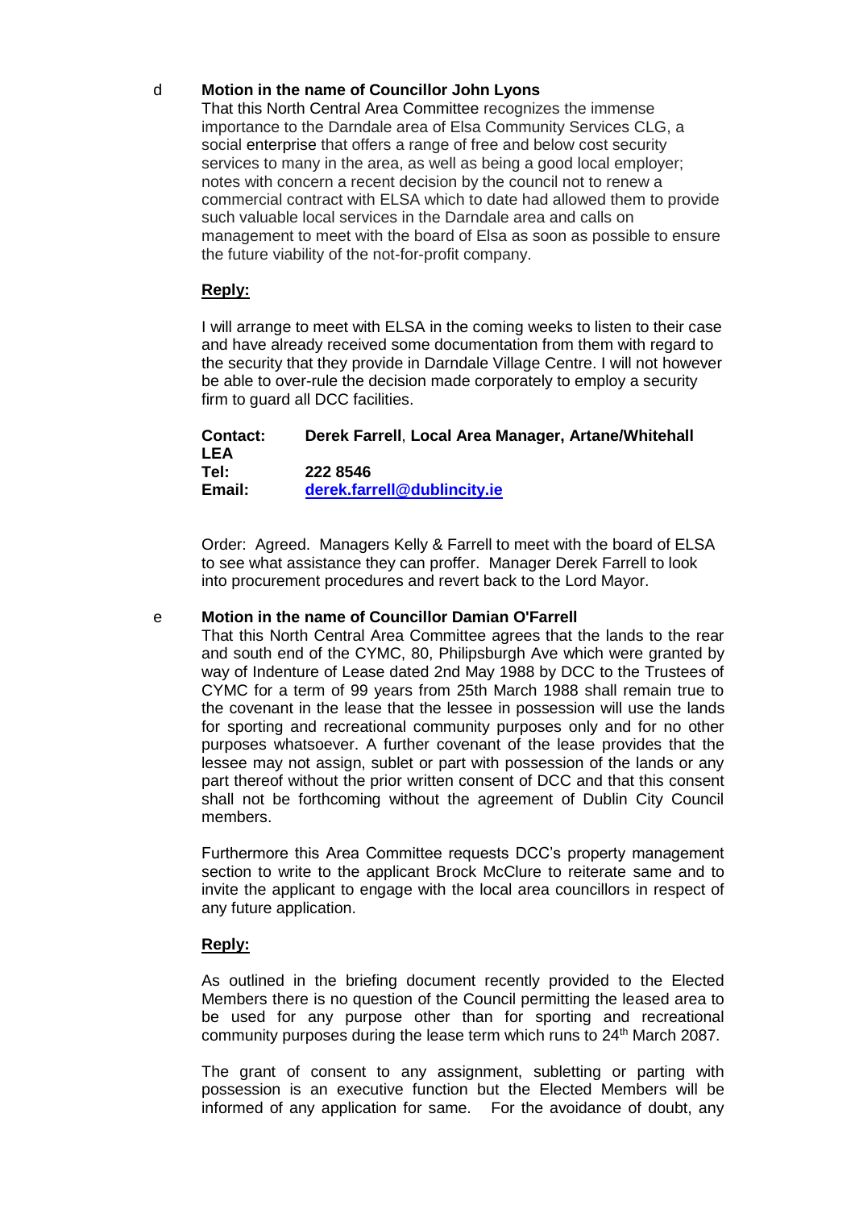d **Motion in the name of Councillor John Lyons**

That this North Central Area Committee recognizes the immense importance to the Darndale area of Elsa Community Services CLG, a social enterprise that offers a range of free and below cost security services to many in the area, as well as being a good local employer; notes with concern a recent decision by the council not to renew a commercial contract with ELSA which to date had allowed them to provide such valuable local services in the Darndale area and calls on management to meet with the board of Elsa as soon as possible to ensure the future viability of the not-for-profit company.

**Reply:**

I will arrange to meet with ELSA in the coming weeks to listen to their case and have already received some documentation from them with regard to the security that they provide in Darndale Village Centre. I will not however be able to over-rule the decision made corporately to employ a security firm to guard all DCC facilities.

**Contact:** **Derek Farrell**, **Local Area Manager, Artane/Whitehall LEA**
**Tel:** **222 8546**
**Email:** **derek.farrell@dublincity.ie**

Order: Agreed. Managers Kelly & Farrell to meet with the board of ELSA to see what assistance they can proffer. Manager Derek Farrell to look into procurement procedures and revert back to the Lord Mayor.

e **Motion in the name of Councillor Damian O'Farrell**

That this North Central Area Committee agrees that the lands to the rear and south end of the CYMC, 80, Philipsburgh Ave which were granted by way of Indenture of Lease dated 2nd May 1988 by DCC to the Trustees of CYMC for a term of 99 years from 25th March 1988 shall remain true to the covenant in the lease that the lessee in possession will use the lands for sporting and recreational community purposes only and for no other purposes whatsoever. A further covenant of the lease provides that the lessee may not assign, sublet or part with possession of the lands or any part thereof without the prior written consent of DCC and that this consent shall not be forthcoming without the agreement of Dublin City Council members.

Furthermore this Area Committee requests DCC's property management section to write to the applicant Brock McClure to reiterate same and to invite the applicant to engage with the local area councillors in respect of any future application.

**Reply:**

As outlined in the briefing document recently provided to the Elected Members there is no question of the Council permitting the leased area to be used for any purpose other than for sporting and recreational community purposes during the lease term which runs to 24th March 2087.

The grant of consent to any assignment, subletting or parting with possession is an executive function but the Elected Members will be informed of any application for same. For the avoidance of doubt, any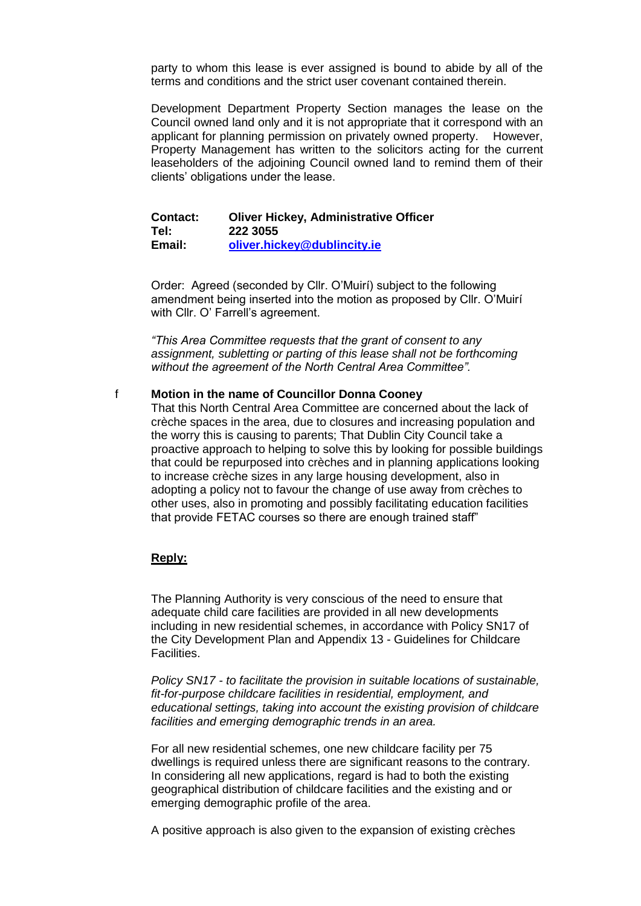party to whom this lease is ever assigned is bound to abide by all of the terms and conditions and the strict user covenant contained therein.

Development Department Property Section manages the lease on the Council owned land only and it is not appropriate that it correspond with an applicant for planning permission on privately owned property. However, Property Management has written to the solicitors acting for the current leaseholders of the adjoining Council owned land to remind them of their clients' obligations under the lease.

**Contact:** **Oliver Hickey, Administrative Officer**
**Tel:** **222 3055**
**Email:** **oliver.hickey@dublincity.ie**

Order: Agreed (seconded by Cllr. O'Muirí) subject to the following amendment being inserted into the motion as proposed by Cllr. O'Muirí with Cllr. O' Farrell's agreement.

*"This Area Committee requests that the grant of consent to any assignment, subletting or parting of this lease shall not be forthcoming without the agreement of the North Central Area Committee".*

f **Motion in the name of Councillor Donna Cooney**

That this North Central Area Committee are concerned about the lack of crèche spaces in the area, due to closures and increasing population and the worry this is causing to parents; That Dublin City Council take a proactive approach to helping to solve this by looking for possible buildings that could be repurposed into crèches and in planning applications looking to increase crèche sizes in any large housing development, also in adopting a policy not to favour the change of use away from crèches to other uses, also in promoting and possibly facilitating education facilities that provide FETAC courses so there are enough trained staff"

**Reply:**

The Planning Authority is very conscious of the need to ensure that adequate child care facilities are provided in all new developments including in new residential schemes, in accordance with Policy SN17 of the City Development Plan and Appendix 13 - Guidelines for Childcare Facilities.

*Policy SN17 - to facilitate the provision in suitable locations of sustainable, fit-for-purpose childcare facilities in residential, employment, and educational settings, taking into account the existing provision of childcare facilities and emerging demographic trends in an area.*

For all new residential schemes, one new childcare facility per 75 dwellings is required unless there are significant reasons to the contrary. In considering all new applications, regard is had to both the existing geographical distribution of childcare facilities and the existing and or emerging demographic profile of the area.

A positive approach is also given to the expansion of existing crèches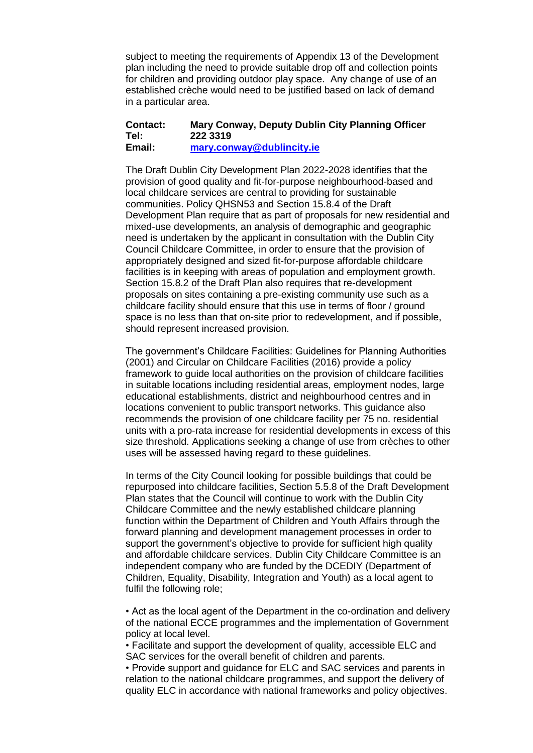subject to meeting the requirements of Appendix 13 of the Development plan including the need to provide suitable drop off and collection points for children and providing outdoor play space. Any change of use of an established crèche would need to be justified based on lack of demand in a particular area.

**Contact:** **Mary Conway, Deputy Dublin City Planning Officer**
**Tel:** **222 3319**
**Email:** **mary.conway@dublincity.ie**

The Draft Dublin City Development Plan 2022-2028 identifies that the provision of good quality and fit-for-purpose neighbourhood-based and local childcare services are central to providing for sustainable communities. Policy QHSN53 and Section 15.8.4 of the Draft Development Plan require that as part of proposals for new residential and mixed-use developments, an analysis of demographic and geographic need is undertaken by the applicant in consultation with the Dublin City Council Childcare Committee, in order to ensure that the provision of appropriately designed and sized fit-for-purpose affordable childcare facilities is in keeping with areas of population and employment growth. Section 15.8.2 of the Draft Plan also requires that re-development proposals on sites containing a pre-existing community use such as a childcare facility should ensure that this use in terms of floor / ground space is no less than that on-site prior to redevelopment, and if possible, should represent increased provision.

The government's Childcare Facilities: Guidelines for Planning Authorities (2001) and Circular on Childcare Facilities (2016) provide a policy framework to guide local authorities on the provision of childcare facilities in suitable locations including residential areas, employment nodes, large educational establishments, district and neighbourhood centres and in locations convenient to public transport networks. This guidance also recommends the provision of one childcare facility per 75 no. residential units with a pro-rata increase for residential developments in excess of this size threshold. Applications seeking a change of use from crèches to other uses will be assessed having regard to these guidelines.

In terms of the City Council looking for possible buildings that could be repurposed into childcare facilities, Section 5.5.8 of the Draft Development Plan states that the Council will continue to work with the Dublin City Childcare Committee and the newly established childcare planning function within the Department of Children and Youth Affairs through the forward planning and development management processes in order to support the government's objective to provide for sufficient high quality and affordable childcare services. Dublin City Childcare Committee is an independent company who are funded by the DCEDIY (Department of Children, Equality, Disability, Integration and Youth) as a local agent to fulfil the following role;

- Act as the local agent of the Department in the co-ordination and delivery of the national ECCE programmes and the implementation of Government policy at local level.
- Facilitate and support the development of quality, accessible ELC and SAC services for the overall benefit of children and parents.
- Provide support and guidance for ELC and SAC services and parents in relation to the national childcare programmes, and support the delivery of quality ELC in accordance with national frameworks and policy objectives.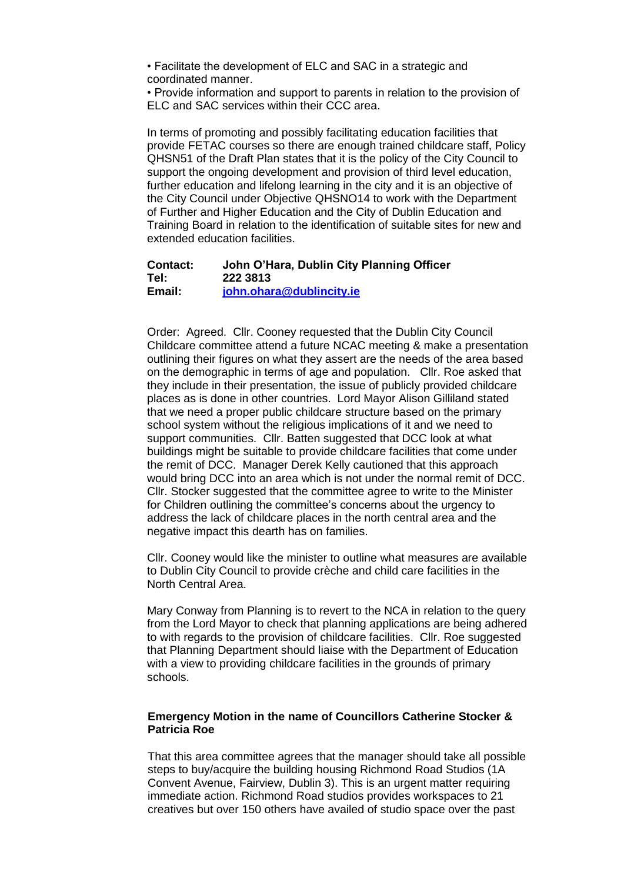• Facilitate the development of ELC and SAC in a strategic and coordinated manner.

• Provide information and support to parents in relation to the provision of ELC and SAC services within their CCC area.

In terms of promoting and possibly facilitating education facilities that provide FETAC courses so there are enough trained childcare staff, Policy QHSN51 of the Draft Plan states that it is the policy of the City Council to support the ongoing development and provision of third level education, further education and lifelong learning in the city and it is an objective of the City Council under Objective QHSNO14 to work with the Department of Further and Higher Education and the City of Dublin Education and Training Board in relation to the identification of suitable sites for new and extended education facilities.

**Contact:** **John O'Hara, Dublin City Planning Officer**
**Tel:** **222 3813**
**Email:** **[john.ohara@dublincity.ie](mailto:john.ohara@dublincity.ie)**

Order: Agreed. Cllr. Cooney requested that the Dublin City Council Childcare committee attend a future NCAC meeting & make a presentation outlining their figures on what they assert are the needs of the area based on the demographic in terms of age and population. Cllr. Roe asked that they include in their presentation, the issue of publicly provided childcare places as is done in other countries. Lord Mayor Alison Gilliland stated that we need a proper public childcare structure based on the primary school system without the religious implications of it and we need to support communities. Cllr. Batten suggested that DCC look at what buildings might be suitable to provide childcare facilities that come under the remit of DCC. Manager Derek Kelly cautioned that this approach would bring DCC into an area which is not under the normal remit of DCC. Cllr. Stocker suggested that the committee agree to write to the Minister for Children outlining the committee's concerns about the urgency to address the lack of childcare places in the north central area and the negative impact this dearth has on families.

Cllr. Cooney would like the minister to outline what measures are available to Dublin City Council to provide crèche and child care facilities in the North Central Area.

Mary Conway from Planning is to revert to the NCA in relation to the query from the Lord Mayor to check that planning applications are being adhered to with regards to the provision of childcare facilities. Cllr. Roe suggested that Planning Department should liaise with the Department of Education with a view to providing childcare facilities in the grounds of primary schools.

**Emergency Motion in the name of Councillors Catherine Stocker & Patricia Roe**

That this area committee agrees that the manager should take all possible steps to buy/acquire the building housing Richmond Road Studios (1A Convent Avenue, Fairview, Dublin 3). This is an urgent matter requiring immediate action. Richmond Road studios provides workspaces to 21 creatives but over 150 others have availed of studio space over the past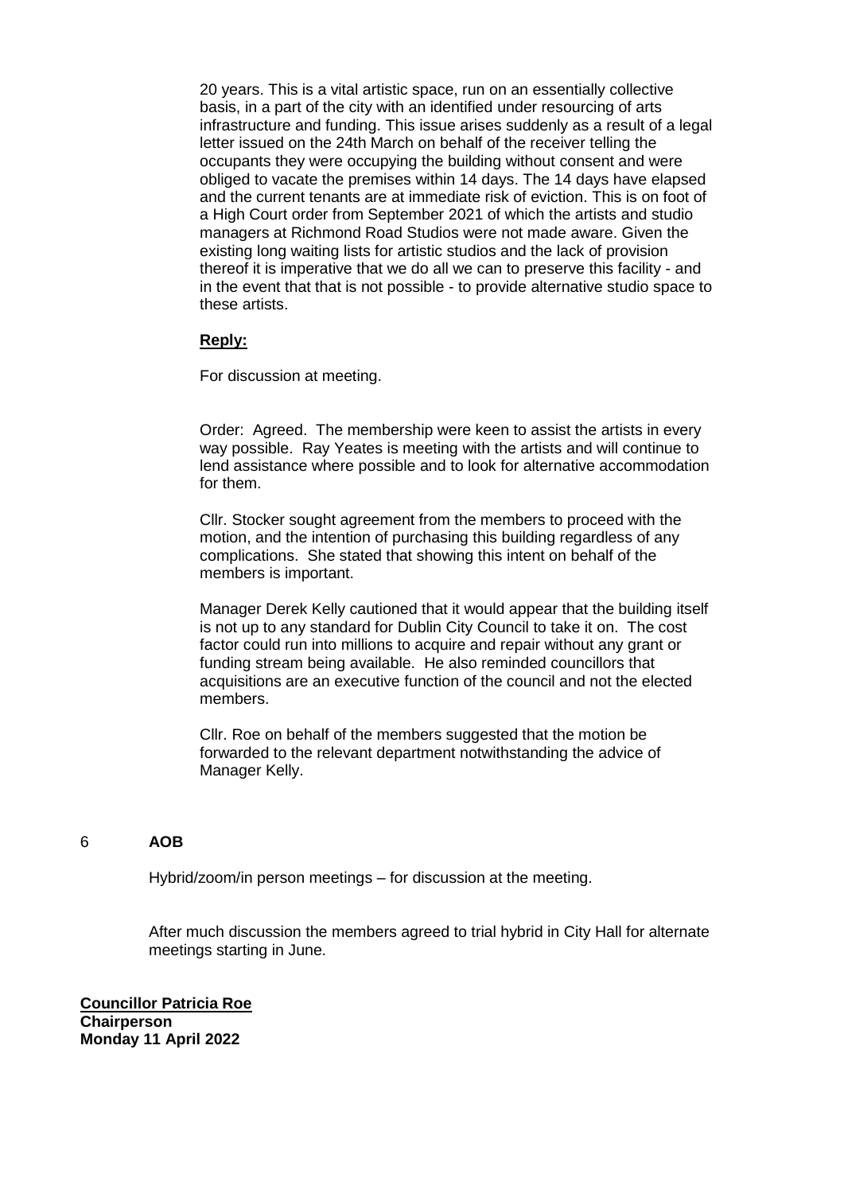20 years. This is a vital artistic space, run on an essentially collective basis, in a part of the city with an identified under resourcing of arts infrastructure and funding. This issue arises suddenly as a result of a legal letter issued on the 24th March on behalf of the receiver telling the occupants they were occupying the building without consent and were obliged to vacate the premises within 14 days. The 14 days have elapsed and the current tenants are at immediate risk of eviction. This is on foot of a High Court order from September 2021 of which the artists and studio managers at Richmond Road Studios were not made aware. Given the existing long waiting lists for artistic studios and the lack of provision thereof it is imperative that we do all we can to preserve this facility - and in the event that that is not possible - to provide alternative studio space to these artists.

**Reply:**

For discussion at meeting.

Order: Agreed. The membership were keen to assist the artists in every way possible. Ray Yeates is meeting with the artists and will continue to lend assistance where possible and to look for alternative accommodation for them.

Cllr. Stocker sought agreement from the members to proceed with the motion, and the intention of purchasing this building regardless of any complications. She stated that showing this intent on behalf of the members is important.

Manager Derek Kelly cautioned that it would appear that the building itself is not up to any standard for Dublin City Council to take it on. The cost factor could run into millions to acquire and repair without any grant or funding stream being available. He also reminded councillors that acquisitions are an executive function of the council and not the elected members.

Cllr. Roe on behalf of the members suggested that the motion be forwarded to the relevant department notwithstanding the advice of Manager Kelly.

## 6 AOB

Hybrid/zoom/in person meetings – for discussion at the meeting.

After much discussion the members agreed to trial hybrid in City Hall for alternate meetings starting in June.

**Councillor Patricia Roe**
**Chairperson**
**Monday 11 April 2022**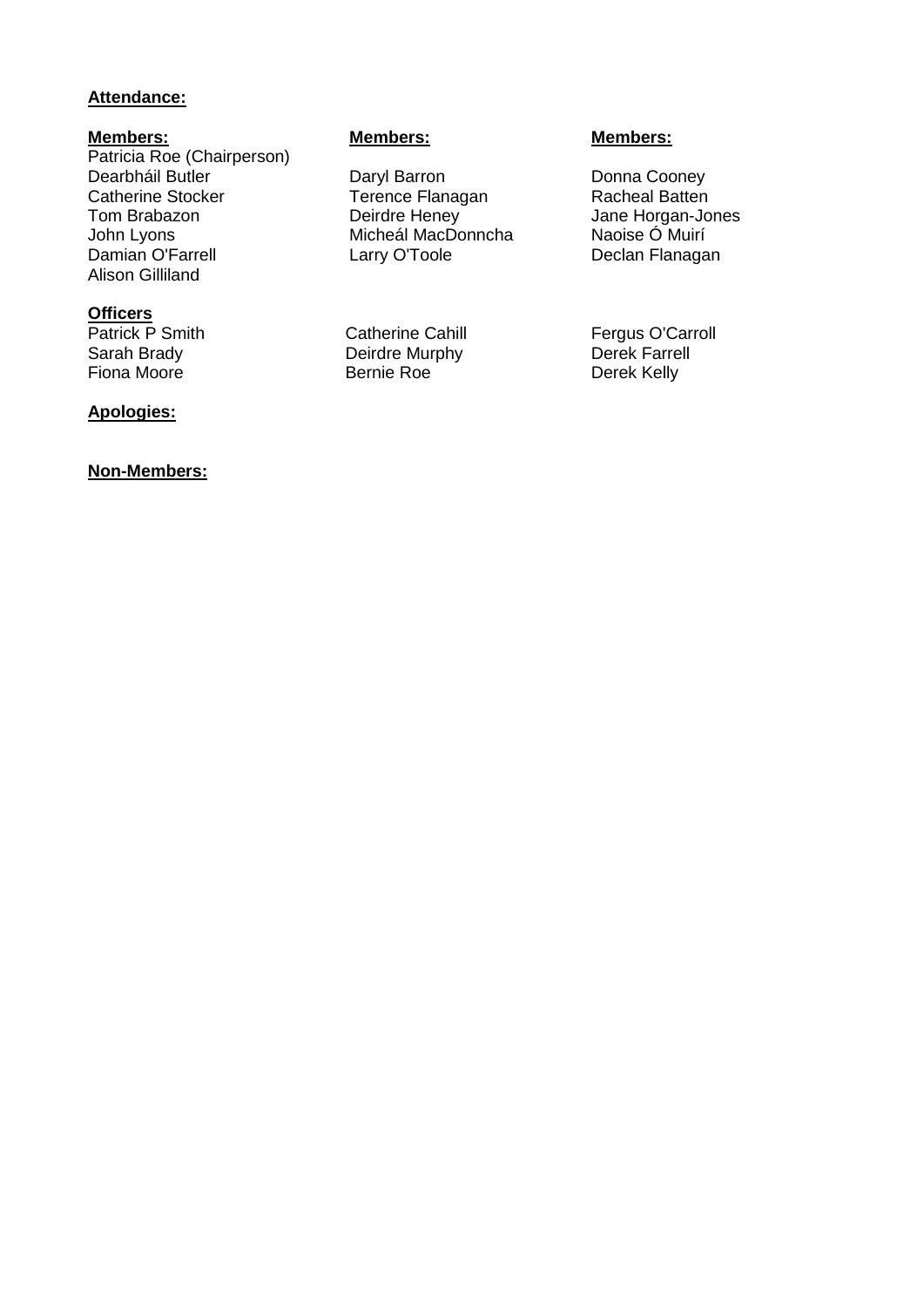**Attendance:**

**Members:**

Patricia Roe (Chairperson)
Dearbháil Butler
Catherine Stocker
Tom Brabazon
John Lyons
Damian O'Farrell
Alison Gilliland

**Members:**

Daryl Barron
Terence Flanagan
Deirdre Heney
Micheál MacDonncha
Larry O'Toole

**Members:**

Donna Cooney
Racheal Batten
Jane Horgan-Jones
Naoise Ó Muirí
Declan Flanagan

**Officers**

Patrick P Smith
Sarah Brady
Fiona Moore
Catherine Cahill
Deirdre Murphy
Bernie Roe
Fergus O'Carroll
Derek Farrell
Derek Kelly

**Apologies:**

**Non-Members:**